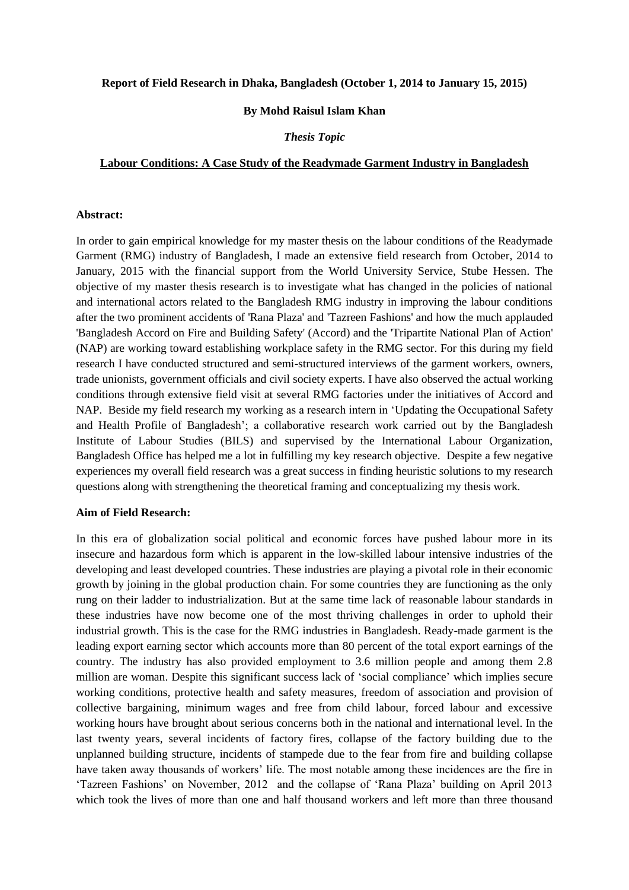**Report of Field Research in Dhaka, Bangladesh (October 1, 2014 to January 15, 2015)**

**By Mohd Raisul Islam Khan**

***Thesis Topic***

**Labour Conditions: A Case Study of the Readymade Garment Industry in Bangladesh**

**Abstract:**

In order to gain empirical knowledge for my master thesis on the labour conditions of the Readymade Garment (RMG) industry of Bangladesh, I made an extensive field research from October, 2014 to January, 2015 with the financial support from the World University Service, Stube Hessen. The objective of my master thesis research is to investigate what has changed in the policies of national and international actors related to the Bangladesh RMG industry in improving the labour conditions after the two prominent accidents of 'Rana Plaza' and 'Tazreen Fashions' and how the much applauded 'Bangladesh Accord on Fire and Building Safety' (Accord) and the 'Tripartite National Plan of Action' (NAP) are working toward establishing workplace safety in the RMG sector. For this during my field research I have conducted structured and semi-structured interviews of the garment workers, owners, trade unionists, government officials and civil society experts. I have also observed the actual working conditions through extensive field visit at several RMG factories under the initiatives of Accord and NAP. Beside my field research my working as a research intern in 'Updating the Occupational Safety and Health Profile of Bangladesh'; a collaborative research work carried out by the Bangladesh Institute of Labour Studies (BILS) and supervised by the International Labour Organization, Bangladesh Office has helped me a lot in fulfilling my key research objective. Despite a few negative experiences my overall field research was a great success in finding heuristic solutions to my research questions along with strengthening the theoretical framing and conceptualizing my thesis work.

**Aim of Field Research:**

In this era of globalization social political and economic forces have pushed labour more in its insecure and hazardous form which is apparent in the low-skilled labour intensive industries of the developing and least developed countries. These industries are playing a pivotal role in their economic growth by joining in the global production chain. For some countries they are functioning as the only rung on their ladder to industrialization. But at the same time lack of reasonable labour standards in these industries have now become one of the most thriving challenges in order to uphold their industrial growth. This is the case for the RMG industries in Bangladesh. Ready-made garment is the leading export earning sector which accounts more than 80 percent of the total export earnings of the country. The industry has also provided employment to 3.6 million people and among them 2.8 million are woman. Despite this significant success lack of 'social compliance' which implies secure working conditions, protective health and safety measures, freedom of association and provision of collective bargaining, minimum wages and free from child labour, forced labour and excessive working hours have brought about serious concerns both in the national and international level. In the last twenty years, several incidents of factory fires, collapse of the factory building due to the unplanned building structure, incidents of stampede due to the fear from fire and building collapse have taken away thousands of workers' life. The most notable among these incidences are the fire in 'Tazreen Fashions' on November, 2012 and the collapse of 'Rana Plaza' building on April 2013 which took the lives of more than one and half thousand workers and left more than three thousand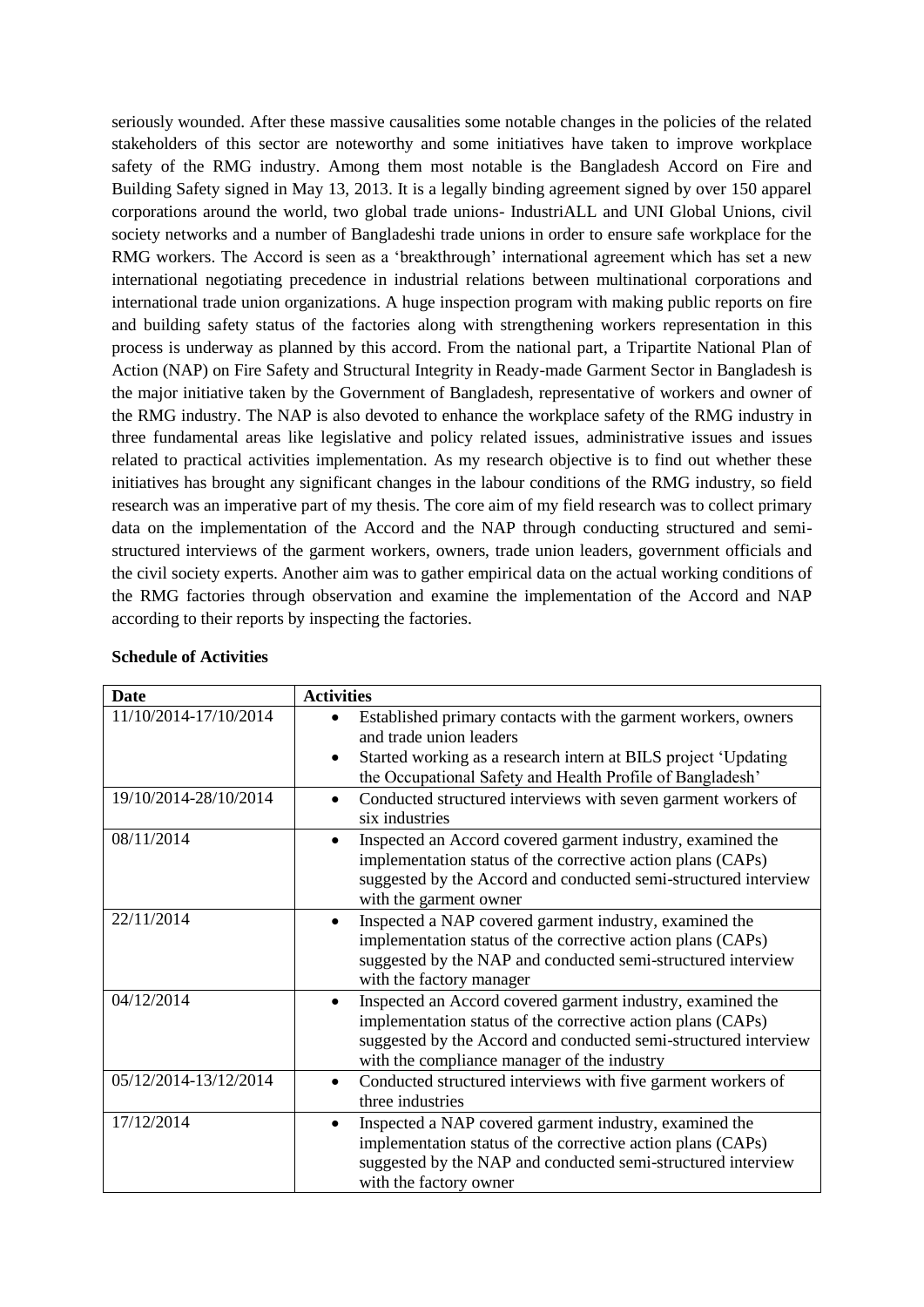seriously wounded. After these massive causalities some notable changes in the policies of the related stakeholders of this sector are noteworthy and some initiatives have taken to improve workplace safety of the RMG industry. Among them most notable is the Bangladesh Accord on Fire and Building Safety signed in May 13, 2013. It is a legally binding agreement signed by over 150 apparel corporations around the world, two global trade unions- IndustriALL and UNI Global Unions, civil society networks and a number of Bangladeshi trade unions in order to ensure safe workplace for the RMG workers. The Accord is seen as a 'breakthrough' international agreement which has set a new international negotiating precedence in industrial relations between multinational corporations and international trade union organizations. A huge inspection program with making public reports on fire and building safety status of the factories along with strengthening workers representation in this process is underway as planned by this accord. From the national part, a Tripartite National Plan of Action (NAP) on Fire Safety and Structural Integrity in Ready-made Garment Sector in Bangladesh is the major initiative taken by the Government of Bangladesh, representative of workers and owner of the RMG industry. The NAP is also devoted to enhance the workplace safety of the RMG industry in three fundamental areas like legislative and policy related issues, administrative issues and issues related to practical activities implementation. As my research objective is to find out whether these initiatives has brought any significant changes in the labour conditions of the RMG industry, so field research was an imperative part of my thesis. The core aim of my field research was to collect primary data on the implementation of the Accord and the NAP through conducting structured and semi-structured interviews of the garment workers, owners, trade union leaders, government officials and the civil society experts. Another aim was to gather empirical data on the actual working conditions of the RMG factories through observation and examine the implementation of the Accord and NAP according to their reports by inspecting the factories.

**Schedule of Activities**

| Date | Activities |
|---|---|
| 11/10/2014-17/10/2014 | • Established primary contacts with the garment workers, owners and trade union leaders<br>• Started working as a research intern at BILS project 'Updating the Occupational Safety and Health Profile of Bangladesh' |
| 19/10/2014-28/10/2014 | • Conducted structured interviews with seven garment workers of six industries |
| 08/11/2014 | • Inspected an Accord covered garment industry, examined the implementation status of the corrective action plans (CAPs) suggested by the Accord and conducted semi-structured interview with the garment owner |
| 22/11/2014 | • Inspected a NAP covered garment industry, examined the implementation status of the corrective action plans (CAPs) suggested by the NAP and conducted semi-structured interview with the factory manager |
| 04/12/2014 | • Inspected an Accord covered garment industry, examined the implementation status of the corrective action plans (CAPs) suggested by the Accord and conducted semi-structured interview with the compliance manager of the industry |
| 05/12/2014-13/12/2014 | • Conducted structured interviews with five garment workers of three industries |
| 17/12/2014 | • Inspected a NAP covered garment industry, examined the implementation status of the corrective action plans (CAPs) suggested by the NAP and conducted semi-structured interview with the factory owner |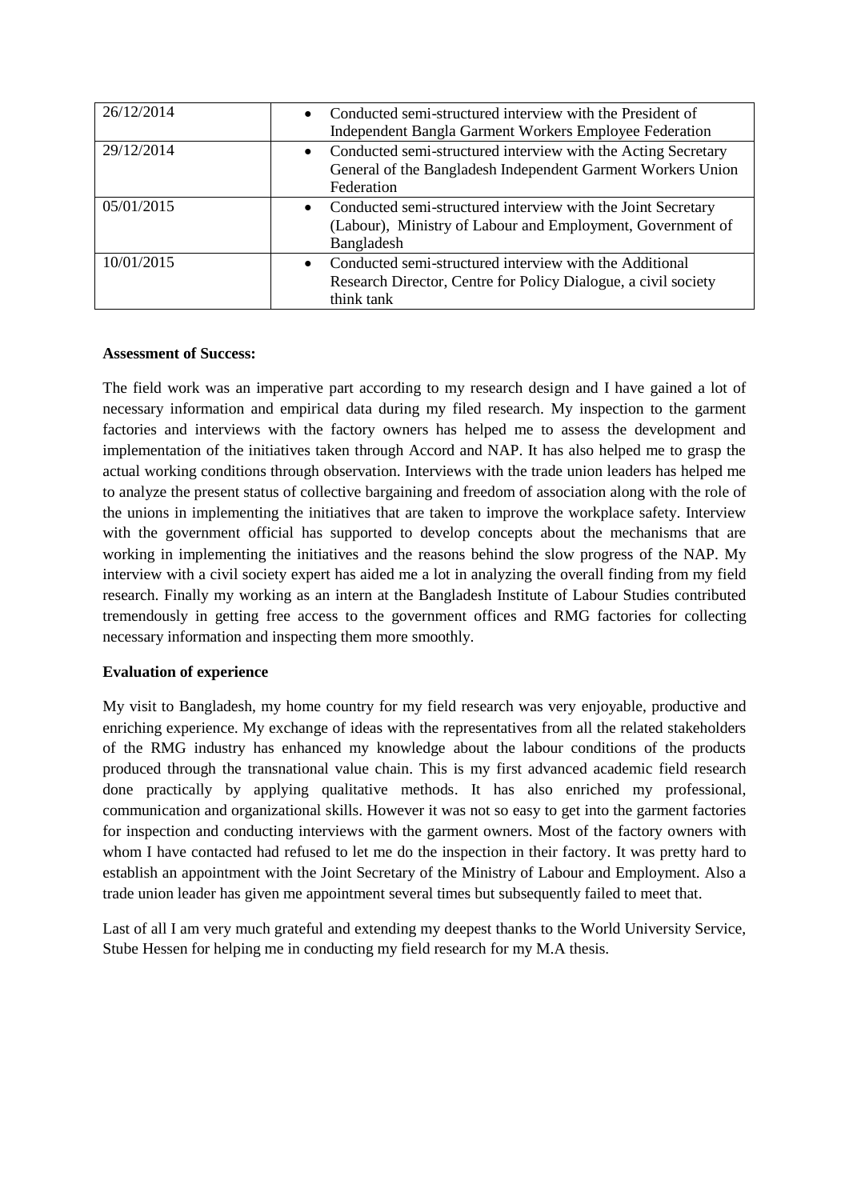| | |
|---|---|
| 26/12/2014 | • Conducted semi-structured interview with the President of Independent Bangla Garment Workers Employee Federation |
| 29/12/2014 | • Conducted semi-structured interview with the Acting Secretary General of the Bangladesh Independent Garment Workers Union Federation |
| 05/01/2015 | • Conducted semi-structured interview with the Joint Secretary (Labour), Ministry of Labour and Employment, Government of Bangladesh |
| 10/01/2015 | • Conducted semi-structured interview with the Additional Research Director, Centre for Policy Dialogue, a civil society think tank |

**Assessment of Success:**

The field work was an imperative part according to my research design and I have gained a lot of necessary information and empirical data during my filed research. My inspection to the garment factories and interviews with the factory owners has helped me to assess the development and implementation of the initiatives taken through Accord and NAP. It has also helped me to grasp the actual working conditions through observation. Interviews with the trade union leaders has helped me to analyze the present status of collective bargaining and freedom of association along with the role of the unions in implementing the initiatives that are taken to improve the workplace safety. Interview with the government official has supported to develop concepts about the mechanisms that are working in implementing the initiatives and the reasons behind the slow progress of the NAP. My interview with a civil society expert has aided me a lot in analyzing the overall finding from my field research. Finally my working as an intern at the Bangladesh Institute of Labour Studies contributed tremendously in getting free access to the government offices and RMG factories for collecting necessary information and inspecting them more smoothly.

**Evaluation of experience**

My visit to Bangladesh, my home country for my field research was very enjoyable, productive and enriching experience. My exchange of ideas with the representatives from all the related stakeholders of the RMG industry has enhanced my knowledge about the labour conditions of the products produced through the transnational value chain. This is my first advanced academic field research done practically by applying qualitative methods. It has also enriched my professional, communication and organizational skills. However it was not so easy to get into the garment factories for inspection and conducting interviews with the garment owners. Most of the factory owners with whom I have contacted had refused to let me do the inspection in their factory. It was pretty hard to establish an appointment with the Joint Secretary of the Ministry of Labour and Employment. Also a trade union leader has given me appointment several times but subsequently failed to meet that.

Last of all I am very much grateful and extending my deepest thanks to the World University Service, Stube Hessen for helping me in conducting my field research for my M.A thesis.